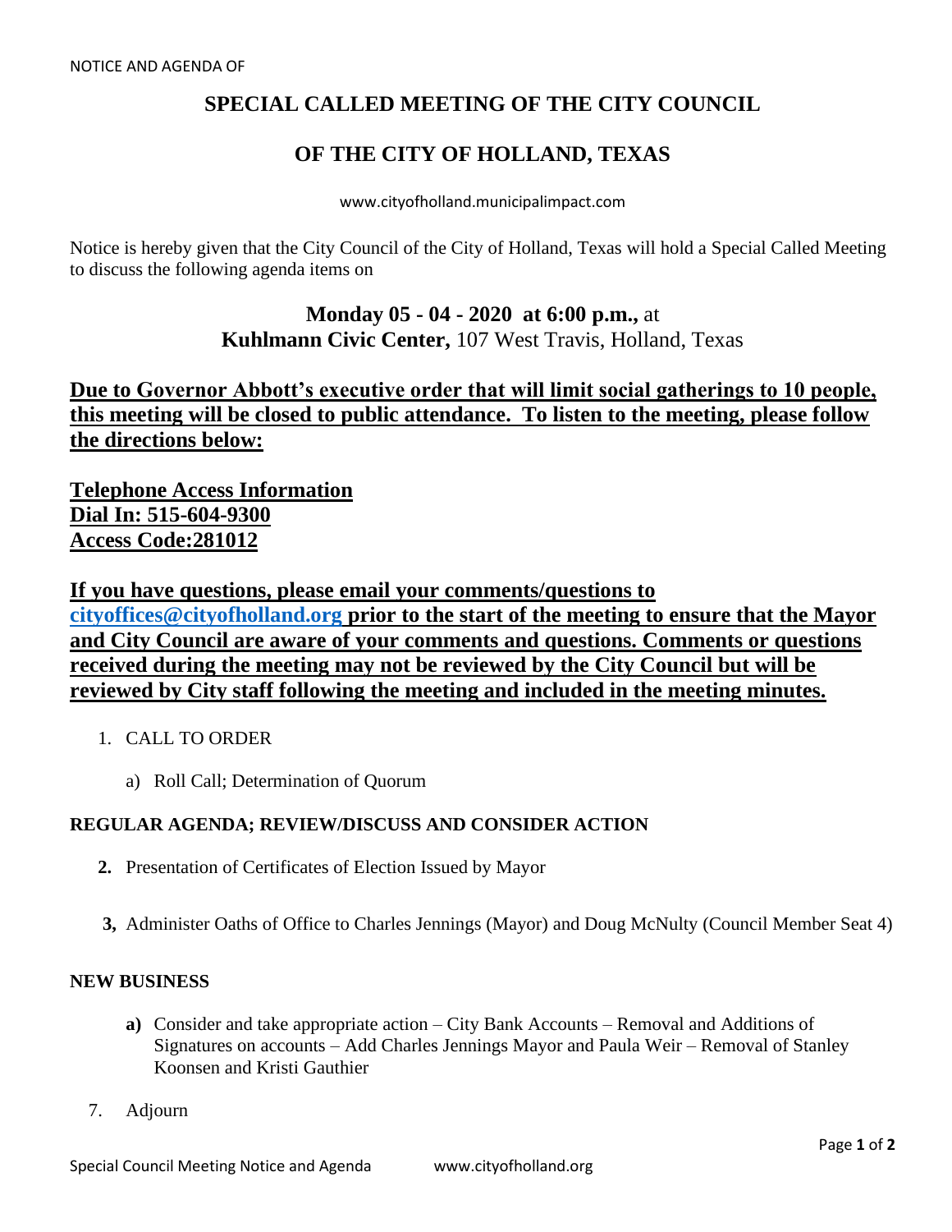NOTICE AND AGENDA OF

# SPECIAL CALLED MEETING OF THE CITY COUNCIL

# OF THE CITY OF HOLLAND, TEXAS

www.cityofholland.municipalimpact.com

Notice is hereby given that the City Council of the City of Holland, Texas will hold a Special Called Meeting to discuss the following agenda items on

**Monday 05 - 04 - 2020 at 6:00 p.m.,** at
**Kuhlmann Civic Center,** 107 West Travis, Holland, Texas

**Due to Governor Abbott's executive order that will limit social gatherings to 10 people, this meeting will be closed to public attendance. To listen to the meeting, please follow the directions below:**

**Telephone Access Information**
**Dial In: 515-604-9300**
**Access Code:281012**

**If you have questions, please email your comments/questions to cityoffices@cityofholland.org prior to the start of the meeting to ensure that the Mayor and City Council are aware of your comments and questions. Comments or questions received during the meeting may not be reviewed by the City Council but will be reviewed by City staff following the meeting and included in the meeting minutes.**

1. CALL TO ORDER
   a) Roll Call; Determination of Quorum

**REGULAR AGENDA; REVIEW/DISCUSS AND CONSIDER ACTION**

**2.** Presentation of Certificates of Election Issued by Mayor

**3,** Administer Oaths of Office to Charles Jennings (Mayor) and Doug McNulty (Council Member Seat 4)

**NEW BUSINESS**

**a)** Consider and take appropriate action – City Bank Accounts – Removal and Additions of Signatures on accounts – Add Charles Jennings Mayor and Paula Weir – Removal of Stanley Koonsen and Kristi Gauthier

7. Adjourn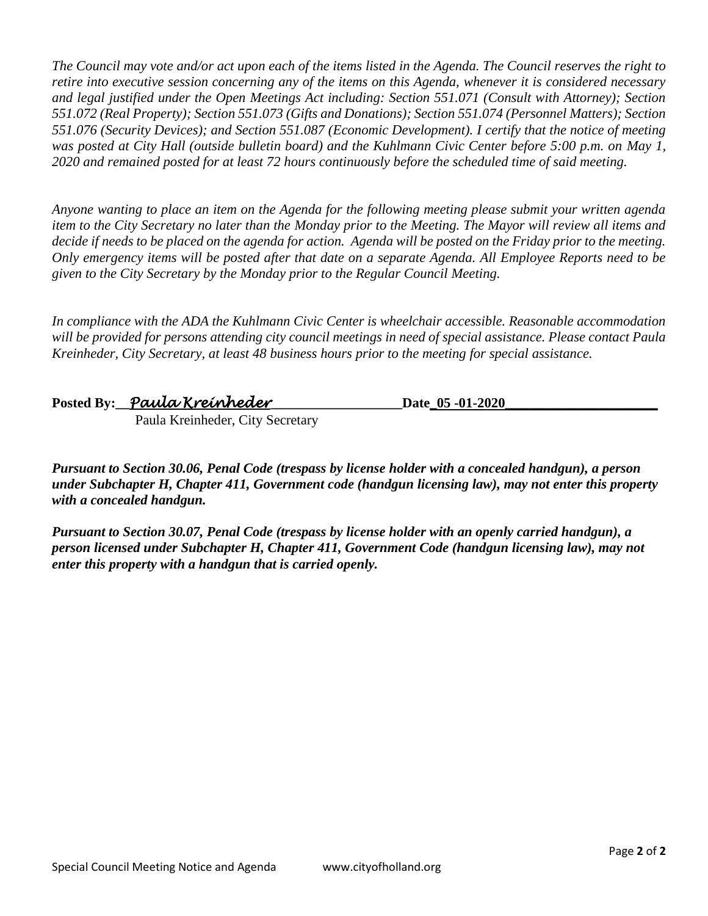*The Council may vote and/or act upon each of the items listed in the Agenda. The Council reserves the right to retire into executive session concerning any of the items on this Agenda, whenever it is considered necessary and legal justified under the Open Meetings Act including: Section 551.071 (Consult with Attorney); Section 551.072 (Real Property); Section 551.073 (Gifts and Donations); Section 551.074 (Personnel Matters); Section 551.076 (Security Devices); and Section 551.087 (Economic Development). I certify that the notice of meeting was posted at City Hall (outside bulletin board) and the Kuhlmann Civic Center before 5:00 p.m. on May 1, 2020 and remained posted for at least 72 hours continuously before the scheduled time of said meeting.*

*Anyone wanting to place an item on the Agenda for the following meeting please submit your written agenda item to the City Secretary no later than the Monday prior to the Meeting. The Mayor will review all items and decide if needs to be placed on the agenda for action. Agenda will be posted on the Friday prior to the meeting. Only emergency items will be posted after that date on a separate Agenda. All Employee Reports need to be given to the City Secretary by the Monday prior to the Regular Council Meeting.*

*In compliance with the ADA the Kuhlmann Civic Center is wheelchair accessible. Reasonable accommodation will be provided for persons attending city council meetings in need of special assistance. Please contact Paula Kreinheder, City Secretary, at least 48 business hours prior to the meeting for special assistance.*

**Posted By:** *Paula Kreinheder* **Date 05 -01-2020**

Paula Kreinheder, City Secretary

***Pursuant to Section 30.06, Penal Code (trespass by license holder with a concealed handgun), a person under Subchapter H, Chapter 411, Government code (handgun licensing law), may not enter this property with a concealed handgun.***

***Pursuant to Section 30.07, Penal Code (trespass by license holder with an openly carried handgun), a person licensed under Subchapter H, Chapter 411, Government Code (handgun licensing law), may not enter this property with a handgun that is carried openly.***